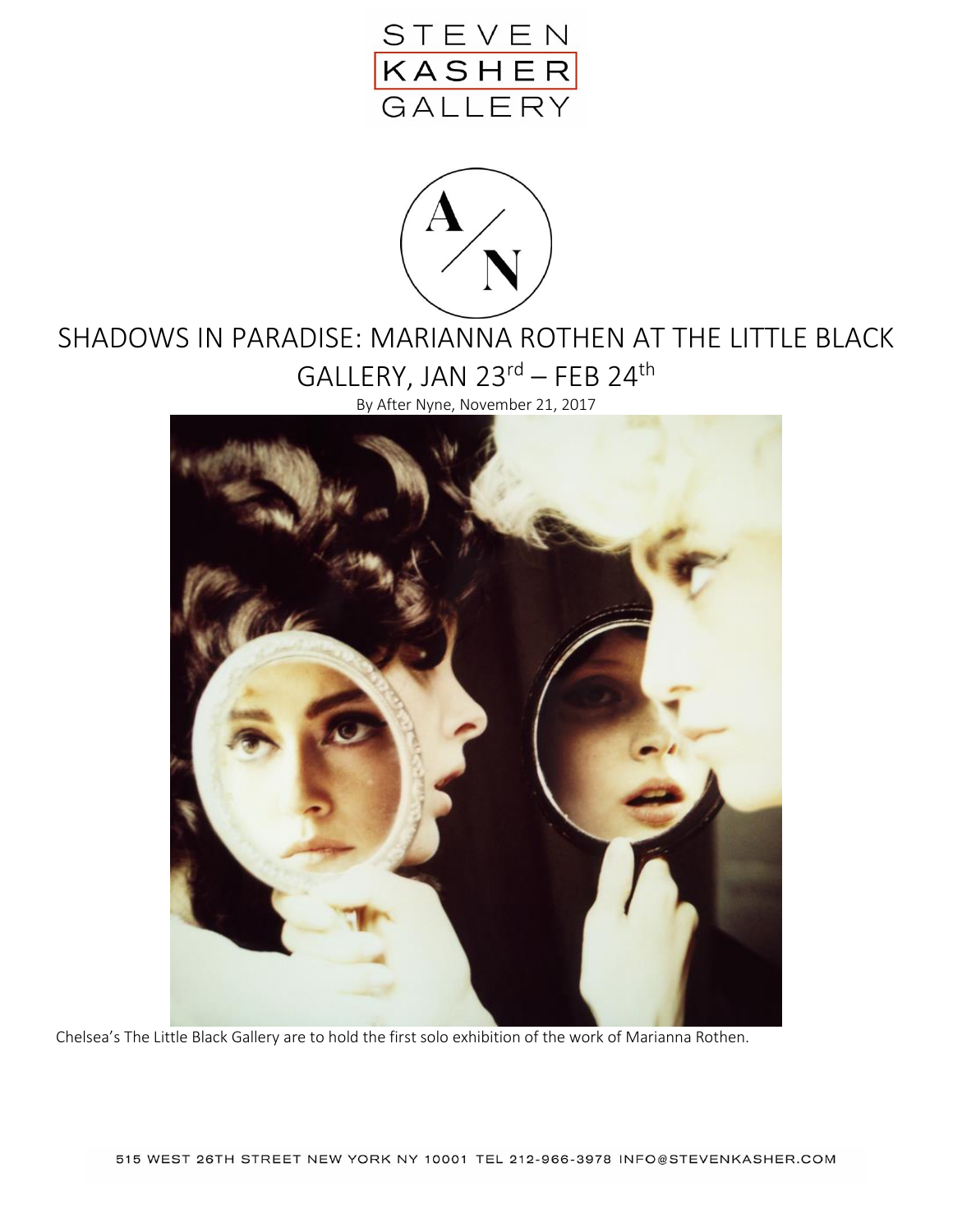# SHADOWS IN PARADISE: MARIANNA ROTHEN AT THE LITTLE BLACK GALLERY, JAN 23rd – FEB 24th

By After Nyne, November 21, 2017

Chelsea's The Little Black Gallery are to hold the first solo exhibition of the work of Marianna Rothen.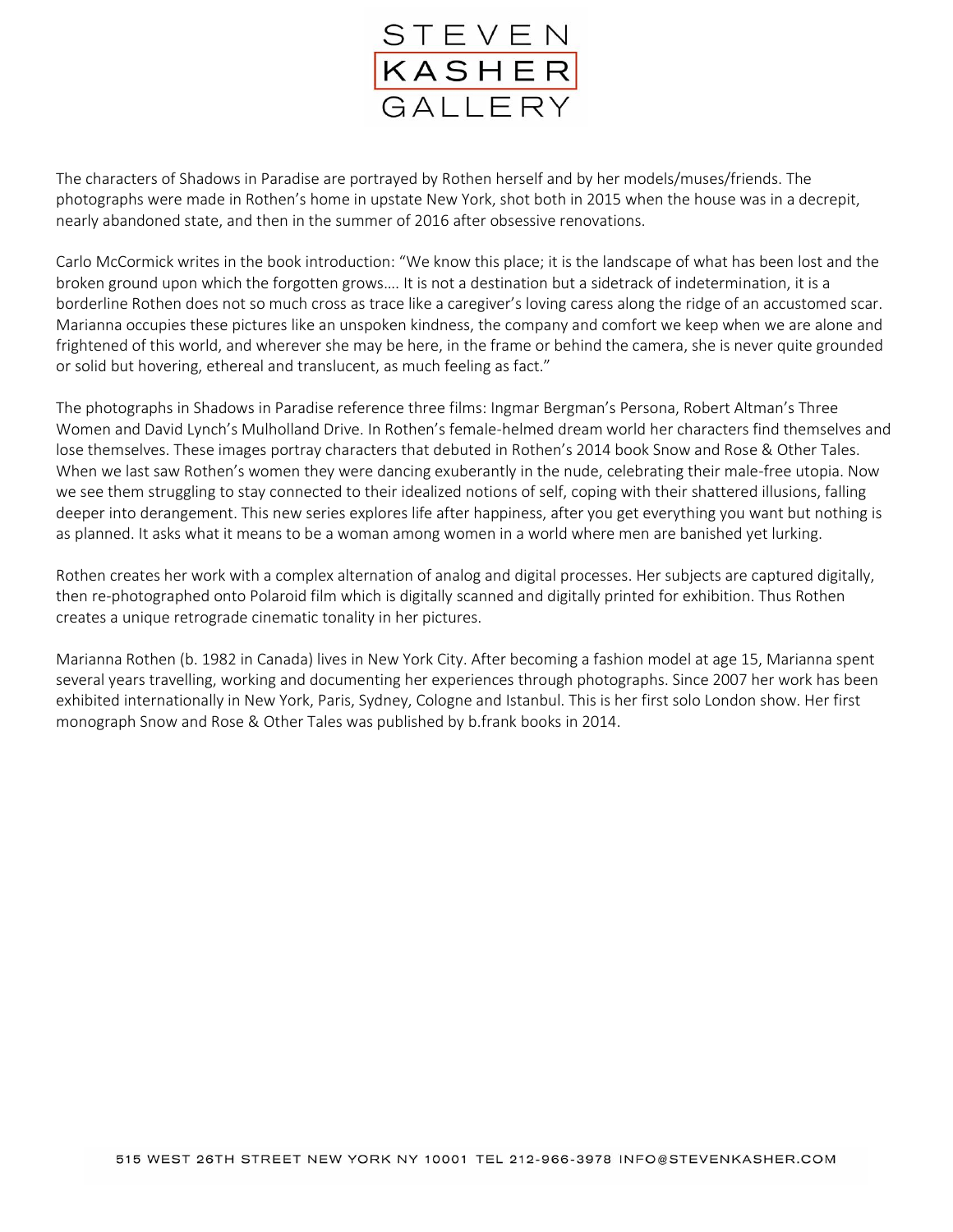The characters of Shadows in Paradise are portrayed by Rothen herself and by her models/muses/friends. The photographs were made in Rothen's home in upstate New York, shot both in 2015 when the house was in a decrepit, nearly abandoned state, and then in the summer of 2016 after obsessive renovations.

Carlo McCormick writes in the book introduction: "We know this place; it is the landscape of what has been lost and the broken ground upon which the forgotten grows…. It is not a destination but a sidetrack of indetermination, it is a borderline Rothen does not so much cross as trace like a caregiver's loving caress along the ridge of an accustomed scar. Marianna occupies these pictures like an unspoken kindness, the company and comfort we keep when we are alone and frightened of this world, and wherever she may be here, in the frame or behind the camera, she is never quite grounded or solid but hovering, ethereal and translucent, as much feeling as fact."

The photographs in Shadows in Paradise reference three films: Ingmar Bergman's Persona, Robert Altman's Three Women and David Lynch's Mulholland Drive. In Rothen's female-helmed dream world her characters find themselves and lose themselves. These images portray characters that debuted in Rothen's 2014 book Snow and Rose & Other Tales. When we last saw Rothen's women they were dancing exuberantly in the nude, celebrating their male-free utopia. Now we see them struggling to stay connected to their idealized notions of self, coping with their shattered illusions, falling deeper into derangement. This new series explores life after happiness, after you get everything you want but nothing is as planned. It asks what it means to be a woman among women in a world where men are banished yet lurking.

Rothen creates her work with a complex alternation of analog and digital processes. Her subjects are captured digitally, then re-photographed onto Polaroid film which is digitally scanned and digitally printed for exhibition. Thus Rothen creates a unique retrograde cinematic tonality in her pictures.

Marianna Rothen (b. 1982 in Canada) lives in New York City. After becoming a fashion model at age 15, Marianna spent several years travelling, working and documenting her experiences through photographs. Since 2007 her work has been exhibited internationally in New York, Paris, Sydney, Cologne and Istanbul. This is her first solo London show. Her first monograph Snow and Rose & Other Tales was published by b.frank books in 2014.